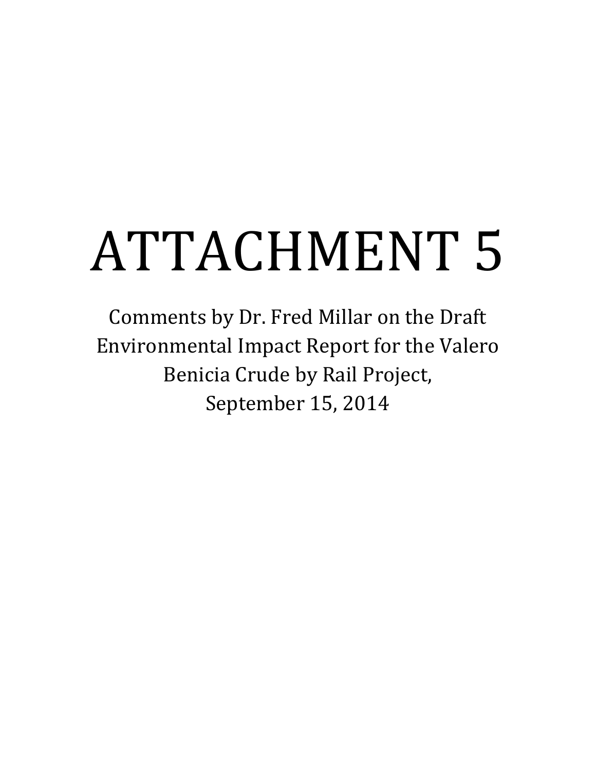# ATTACHMENT 5

Comments by Dr. Fred Millar on the Draft Environmental Impact Report for the Valero Benicia Crude by Rail Project, September 15, 2014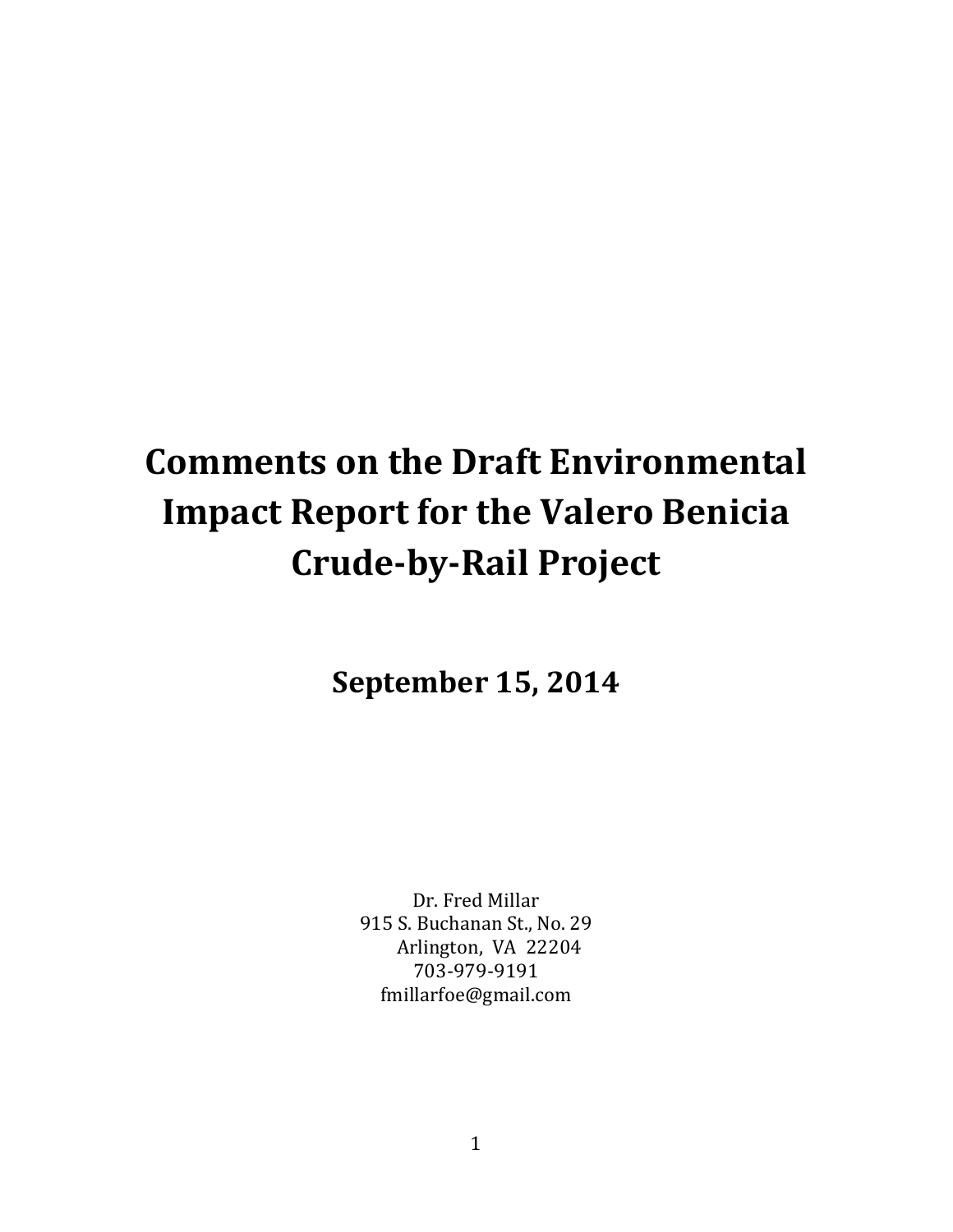# Comments on the Draft Environmental Impact Report for the Valero Benicia Crude-by-Rail Project

**September 15, 2014**

Dr. Fred Millar
915 S. Buchanan St., No. 29
Arlington, VA 22204
703-979-9191
fmillarfoe@gmail.com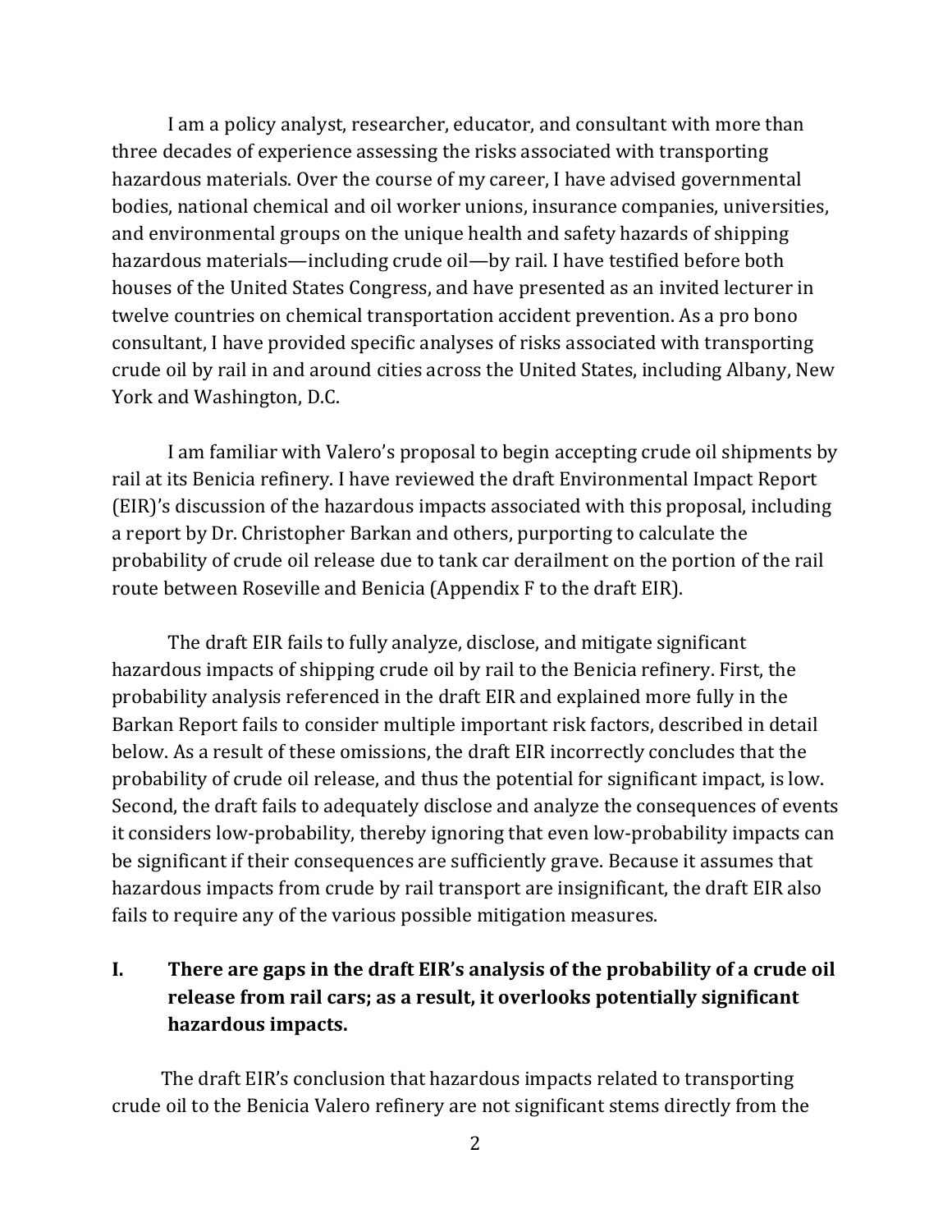I am a policy analyst, researcher, educator, and consultant with more than three decades of experience assessing the risks associated with transporting hazardous materials. Over the course of my career, I have advised governmental bodies, national chemical and oil worker unions, insurance companies, universities, and environmental groups on the unique health and safety hazards of shipping hazardous materials—including crude oil—by rail. I have testified before both houses of the United States Congress, and have presented as an invited lecturer in twelve countries on chemical transportation accident prevention. As a pro bono consultant, I have provided specific analyses of risks associated with transporting crude oil by rail in and around cities across the United States, including Albany, New York and Washington, D.C.

I am familiar with Valero's proposal to begin accepting crude oil shipments by rail at its Benicia refinery. I have reviewed the draft Environmental Impact Report (EIR)'s discussion of the hazardous impacts associated with this proposal, including a report by Dr. Christopher Barkan and others, purporting to calculate the probability of crude oil release due to tank car derailment on the portion of the rail route between Roseville and Benicia (Appendix F to the draft EIR).

The draft EIR fails to fully analyze, disclose, and mitigate significant hazardous impacts of shipping crude oil by rail to the Benicia refinery. First, the probability analysis referenced in the draft EIR and explained more fully in the Barkan Report fails to consider multiple important risk factors, described in detail below. As a result of these omissions, the draft EIR incorrectly concludes that the probability of crude oil release, and thus the potential for significant impact, is low. Second, the draft fails to adequately disclose and analyze the consequences of events it considers low-probability, thereby ignoring that even low-probability impacts can be significant if their consequences are sufficiently grave. Because it assumes that hazardous impacts from crude by rail transport are insignificant, the draft EIR also fails to require any of the various possible mitigation measures.

## I. There are gaps in the draft EIR's analysis of the probability of a crude oil release from rail cars; as a result, it overlooks potentially significant hazardous impacts.

The draft EIR's conclusion that hazardous impacts related to transporting crude oil to the Benicia Valero refinery are not significant stems directly from the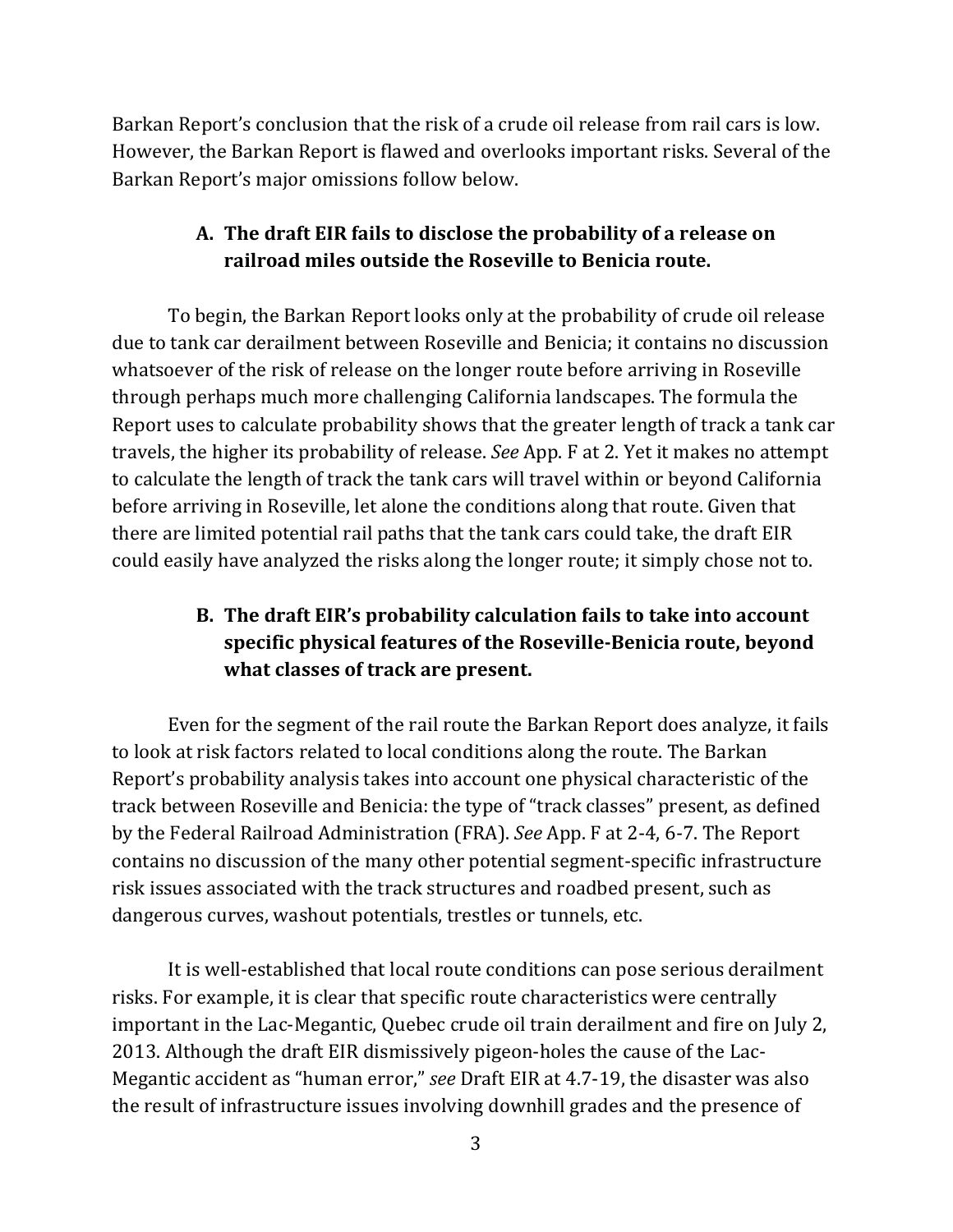Barkan Report's conclusion that the risk of a crude oil release from rail cars is low. However, the Barkan Report is flawed and overlooks important risks. Several of the Barkan Report's major omissions follow below.

### A. The draft EIR fails to disclose the probability of a release on railroad miles outside the Roseville to Benicia route.

To begin, the Barkan Report looks only at the probability of crude oil release due to tank car derailment between Roseville and Benicia; it contains no discussion whatsoever of the risk of release on the longer route before arriving in Roseville through perhaps much more challenging California landscapes. The formula the Report uses to calculate probability shows that the greater length of track a tank car travels, the higher its probability of release. *See* App. F at 2. Yet it makes no attempt to calculate the length of track the tank cars will travel within or beyond California before arriving in Roseville, let alone the conditions along that route. Given that there are limited potential rail paths that the tank cars could take, the draft EIR could easily have analyzed the risks along the longer route; it simply chose not to.

### B. The draft EIR's probability calculation fails to take into account specific physical features of the Roseville-Benicia route, beyond what classes of track are present.

Even for the segment of the rail route the Barkan Report does analyze, it fails to look at risk factors related to local conditions along the route. The Barkan Report's probability analysis takes into account one physical characteristic of the track between Roseville and Benicia: the type of "track classes" present, as defined by the Federal Railroad Administration (FRA). *See* App. F at 2-4, 6-7. The Report contains no discussion of the many other potential segment-specific infrastructure risk issues associated with the track structures and roadbed present, such as dangerous curves, washout potentials, trestles or tunnels, etc.

It is well-established that local route conditions can pose serious derailment risks. For example, it is clear that specific route characteristics were centrally important in the Lac-Megantic, Quebec crude oil train derailment and fire on July 2, 2013. Although the draft EIR dismissively pigeon-holes the cause of the Lac-Megantic accident as "human error," *see* Draft EIR at 4.7-19, the disaster was also the result of infrastructure issues involving downhill grades and the presence of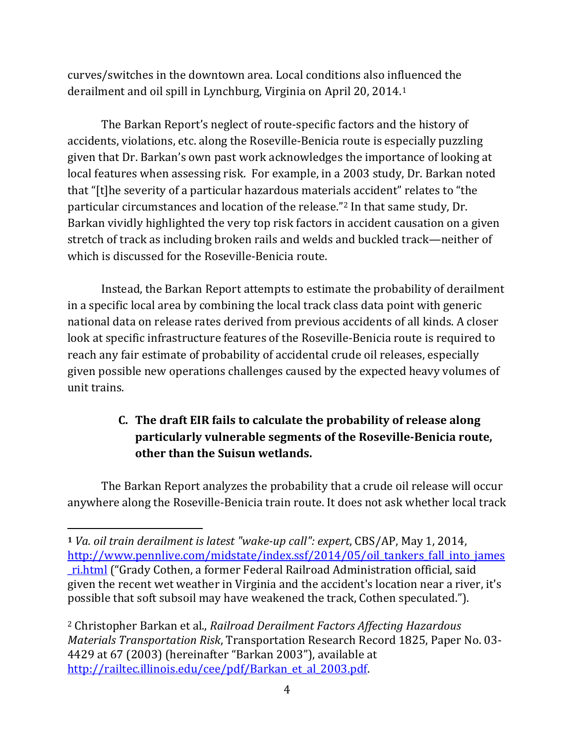curves/switches in the downtown area. Local conditions also influenced the derailment and oil spill in Lynchburg, Virginia on April 20, 2014.[1]

The Barkan Report's neglect of route-specific factors and the history of accidents, violations, etc. along the Roseville-Benicia route is especially puzzling given that Dr. Barkan's own past work acknowledges the importance of looking at local features when assessing risk. For example, in a 2003 study, Dr. Barkan noted that "[t]he severity of a particular hazardous materials accident" relates to "the particular circumstances and location of the release."[2] In that same study, Dr. Barkan vividly highlighted the very top risk factors in accident causation on a given stretch of track as including broken rails and welds and buckled track—neither of which is discussed for the Roseville-Benicia route.

Instead, the Barkan Report attempts to estimate the probability of derailment in a specific local area by combining the local track class data point with generic national data on release rates derived from previous accidents of all kinds. A closer look at specific infrastructure features of the Roseville-Benicia route is required to reach any fair estimate of probability of accidental crude oil releases, especially given possible new operations challenges caused by the expected heavy volumes of unit trains.

### C. The draft EIR fails to calculate the probability of release along particularly vulnerable segments of the Roseville-Benicia route, other than the Suisun wetlands.

The Barkan Report analyzes the probability that a crude oil release will occur anywhere along the Roseville-Benicia train route. It does not ask whether local track

---

[1] *Va. oil train derailment is latest "wake-up call": expert*, CBS/AP, May 1, 2014, http://www.pennlive.com/midstate/index.ssf/2014/05/oil_tankers_fall_into_james_ri.html ("Grady Cothen, a former Federal Railroad Administration official, said given the recent wet weather in Virginia and the accident's location near a river, it's possible that soft subsoil may have weakened the track, Cothen speculated.").

[2] Christopher Barkan et al., *Railroad Derailment Factors Affecting Hazardous Materials Transportation Risk*, Transportation Research Record 1825, Paper No. 03-4429 at 67 (2003) (hereinafter "Barkan 2003"), available at http://railtec.illinois.edu/cee/pdf/Barkan_et_al_2003.pdf.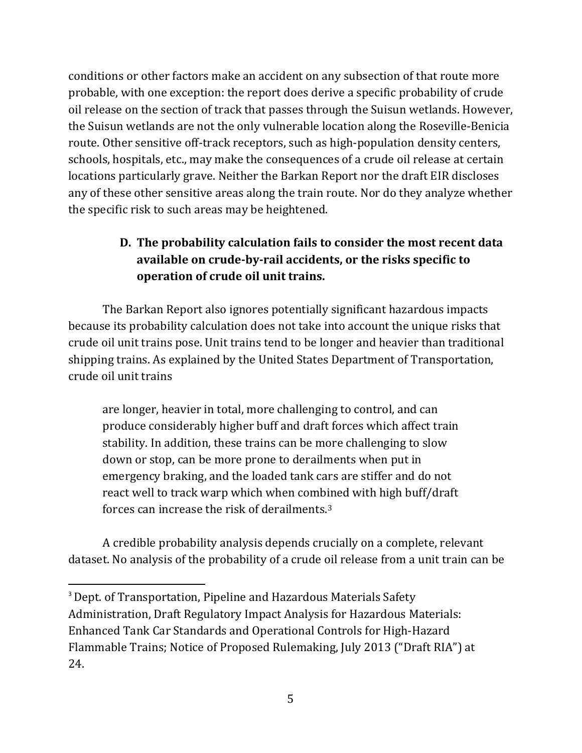conditions or other factors make an accident on any subsection of that route more probable, with one exception: the report does derive a specific probability of crude oil release on the section of track that passes through the Suisun wetlands. However, the Suisun wetlands are not the only vulnerable location along the Roseville-Benicia route. Other sensitive off-track receptors, such as high-population density centers, schools, hospitals, etc., may make the consequences of a crude oil release at certain locations particularly grave. Neither the Barkan Report nor the draft EIR discloses any of these other sensitive areas along the train route. Nor do they analyze whether the specific risk to such areas may be heightened.

### D. The probability calculation fails to consider the most recent data available on crude-by-rail accidents, or the risks specific to operation of crude oil unit trains.

The Barkan Report also ignores potentially significant hazardous impacts because its probability calculation does not take into account the unique risks that crude oil unit trains pose. Unit trains tend to be longer and heavier than traditional shipping trains. As explained by the United States Department of Transportation, crude oil unit trains

> are longer, heavier in total, more challenging to control, and can produce considerably higher buff and draft forces which affect train stability. In addition, these trains can be more challenging to slow down or stop, can be more prone to derailments when put in emergency braking, and the loaded tank cars are stiffer and do not react well to track warp which when combined with high buff/draft forces can increase the risk of derailments.[3]

A credible probability analysis depends crucially on a complete, relevant dataset. No analysis of the probability of a crude oil release from a unit train can be

[3] Dept. of Transportation, Pipeline and Hazardous Materials Safety Administration, Draft Regulatory Impact Analysis for Hazardous Materials: Enhanced Tank Car Standards and Operational Controls for High-Hazard Flammable Trains; Notice of Proposed Rulemaking, July 2013 ("Draft RIA") at 24.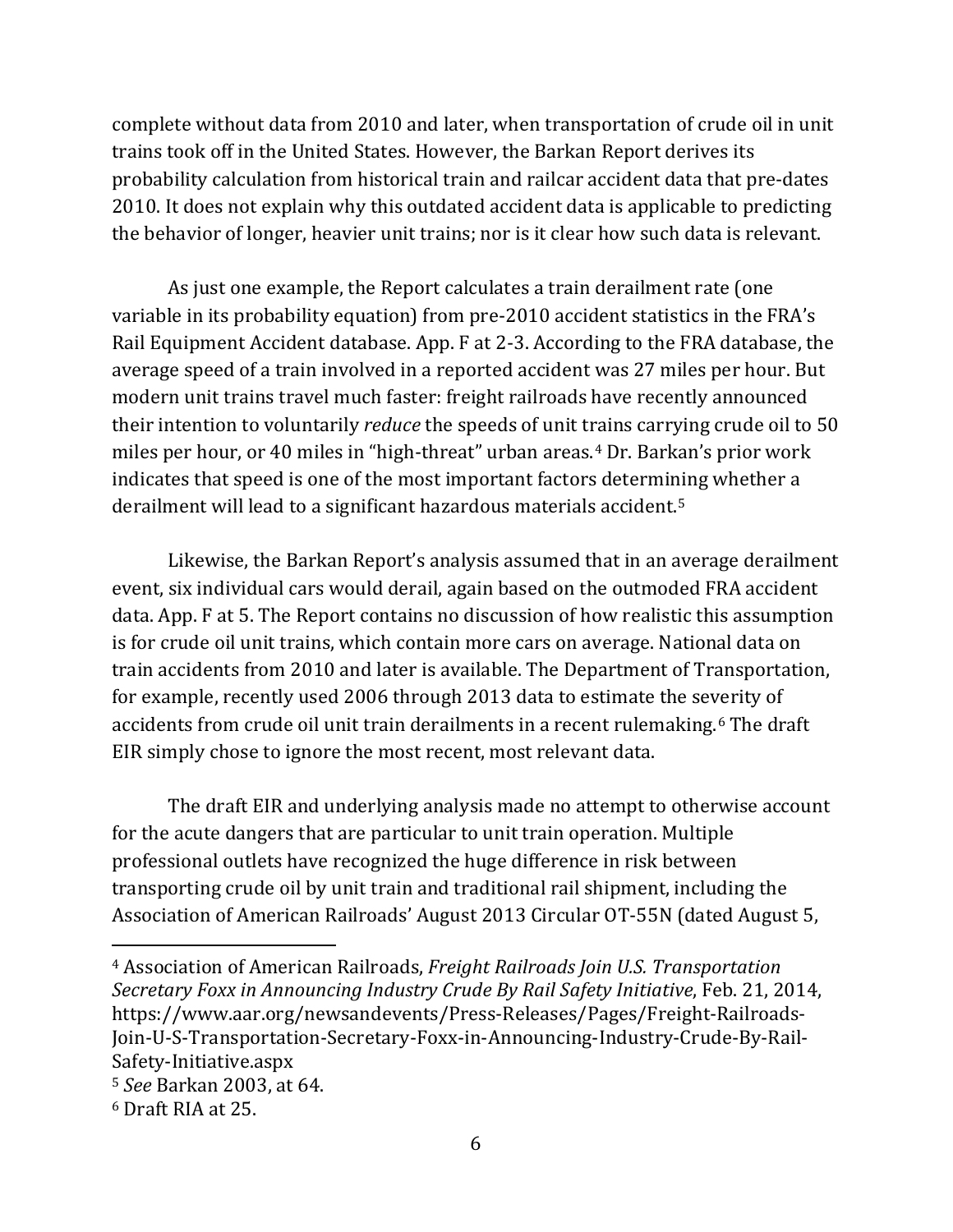complete without data from 2010 and later, when transportation of crude oil in unit trains took off in the United States. However, the Barkan Report derives its probability calculation from historical train and railcar accident data that pre-dates 2010. It does not explain why this outdated accident data is applicable to predicting the behavior of longer, heavier unit trains; nor is it clear how such data is relevant.

As just one example, the Report calculates a train derailment rate (one variable in its probability equation) from pre-2010 accident statistics in the FRA's Rail Equipment Accident database. App. F at 2-3. According to the FRA database, the average speed of a train involved in a reported accident was 27 miles per hour. But modern unit trains travel much faster: freight railroads have recently announced their intention to voluntarily *reduce* the speeds of unit trains carrying crude oil to 50 miles per hour, or 40 miles in "high-threat" urban areas.[4] Dr. Barkan's prior work indicates that speed is one of the most important factors determining whether a derailment will lead to a significant hazardous materials accident.[5]

Likewise, the Barkan Report's analysis assumed that in an average derailment event, six individual cars would derail, again based on the outmoded FRA accident data. App. F at 5. The Report contains no discussion of how realistic this assumption is for crude oil unit trains, which contain more cars on average. National data on train accidents from 2010 and later is available. The Department of Transportation, for example, recently used 2006 through 2013 data to estimate the severity of accidents from crude oil unit train derailments in a recent rulemaking.[6] The draft EIR simply chose to ignore the most recent, most relevant data.

The draft EIR and underlying analysis made no attempt to otherwise account for the acute dangers that are particular to unit train operation. Multiple professional outlets have recognized the huge difference in risk between transporting crude oil by unit train and traditional rail shipment, including the Association of American Railroads' August 2013 Circular OT-55N (dated August 5,

---

[4] Association of American Railroads, *Freight Railroads Join U.S. Transportation Secretary Foxx in Announcing Industry Crude By Rail Safety Initiative*, Feb. 21, 2014, https://www.aar.org/newsandevents/Press-Releases/Pages/Freight-Railroads-Join-U-S-Transportation-Secretary-Foxx-in-Announcing-Industry-Crude-By-Rail-Safety-Initiative.aspx

[5] *See* Barkan 2003, at 64.

[6] Draft RIA at 25.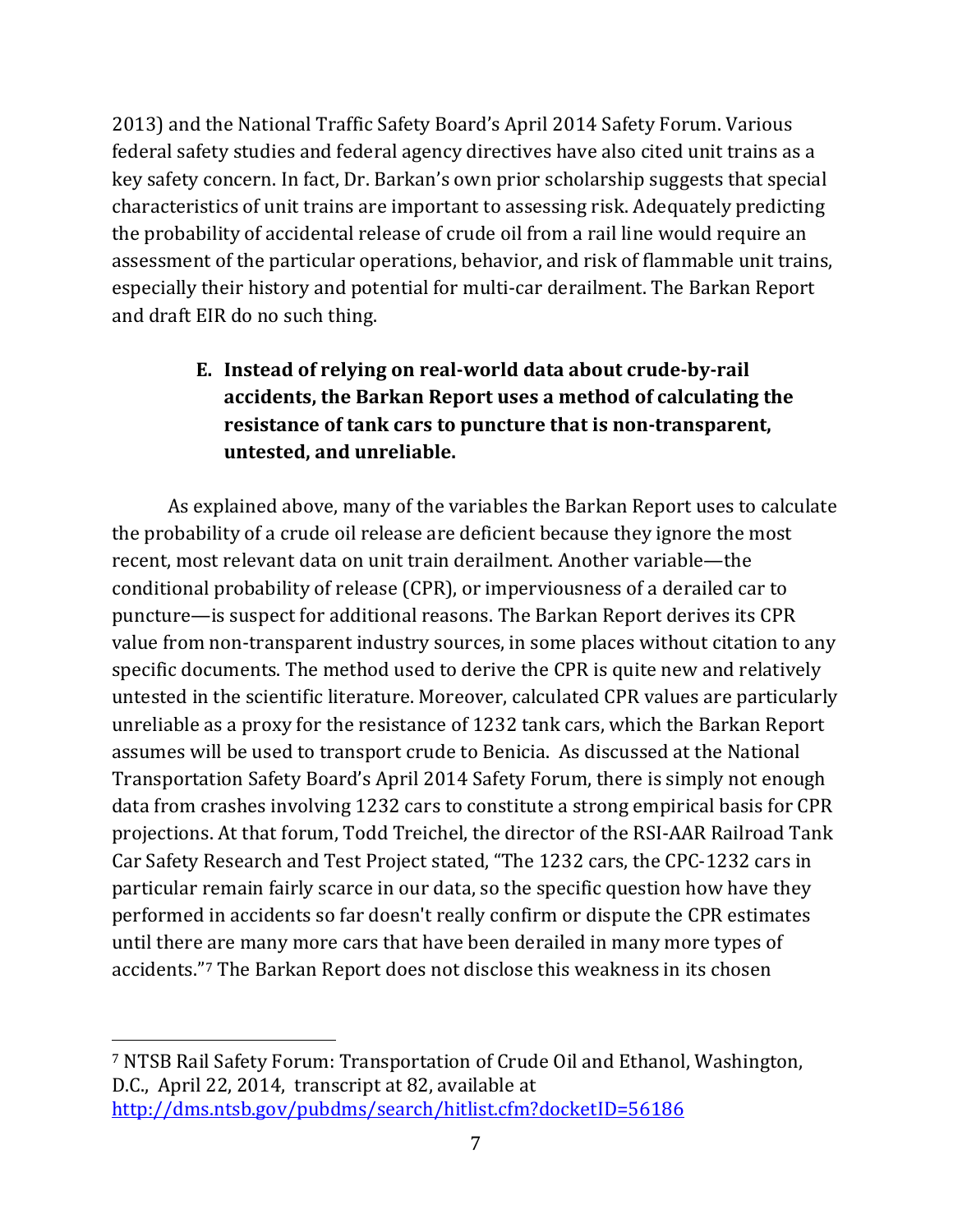2013) and the National Traffic Safety Board's April 2014 Safety Forum. Various federal safety studies and federal agency directives have also cited unit trains as a key safety concern. In fact, Dr. Barkan's own prior scholarship suggests that special characteristics of unit trains are important to assessing risk. Adequately predicting the probability of accidental release of crude oil from a rail line would require an assessment of the particular operations, behavior, and risk of flammable unit trains, especially their history and potential for multi-car derailment. The Barkan Report and draft EIR do no such thing.

### E. Instead of relying on real-world data about crude-by-rail accidents, the Barkan Report uses a method of calculating the resistance of tank cars to puncture that is non-transparent, untested, and unreliable.

As explained above, many of the variables the Barkan Report uses to calculate the probability of a crude oil release are deficient because they ignore the most recent, most relevant data on unit train derailment. Another variable—the conditional probability of release (CPR), or imperviousness of a derailed car to puncture—is suspect for additional reasons. The Barkan Report derives its CPR value from non-transparent industry sources, in some places without citation to any specific documents. The method used to derive the CPR is quite new and relatively untested in the scientific literature. Moreover, calculated CPR values are particularly unreliable as a proxy for the resistance of 1232 tank cars, which the Barkan Report assumes will be used to transport crude to Benicia. As discussed at the National Transportation Safety Board's April 2014 Safety Forum, there is simply not enough data from crashes involving 1232 cars to constitute a strong empirical basis for CPR projections. At that forum, Todd Treichel, the director of the RSI-AAR Railroad Tank Car Safety Research and Test Project stated, "The 1232 cars, the CPC-1232 cars in particular remain fairly scarce in our data, so the specific question how have they performed in accidents so far doesn't really confirm or dispute the CPR estimates until there are many more cars that have been derailed in many more types of accidents."[7] The Barkan Report does not disclose this weakness in its chosen

[7] NTSB Rail Safety Forum: Transportation of Crude Oil and Ethanol, Washington, D.C., April 22, 2014, transcript at 82, available at http://dms.ntsb.gov/pubdms/search/hitlist.cfm?docketID=56186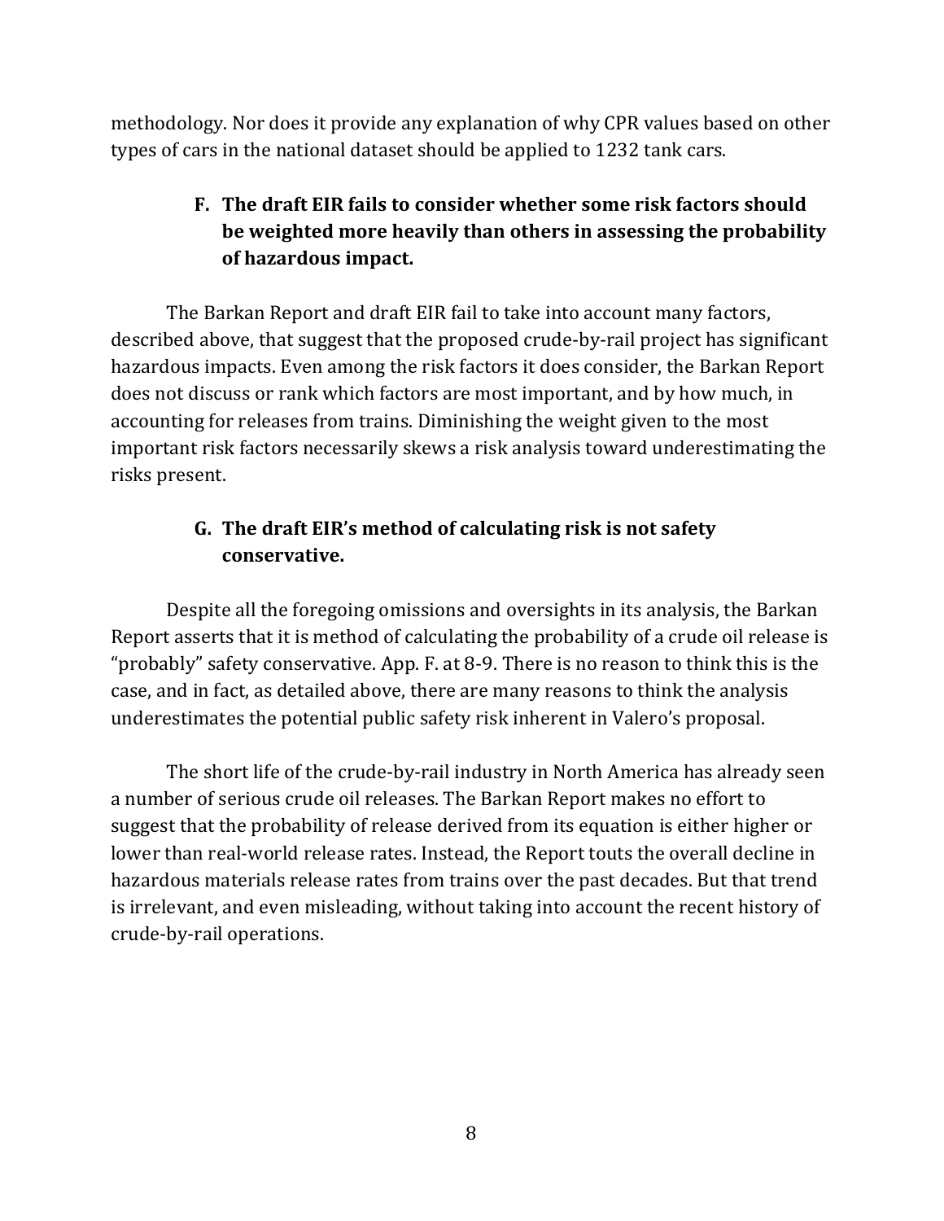methodology. Nor does it provide any explanation of why CPR values based on other types of cars in the national dataset should be applied to 1232 tank cars.

### F. The draft EIR fails to consider whether some risk factors should be weighted more heavily than others in assessing the probability of hazardous impact.

The Barkan Report and draft EIR fail to take into account many factors, described above, that suggest that the proposed crude-by-rail project has significant hazardous impacts. Even among the risk factors it does consider, the Barkan Report does not discuss or rank which factors are most important, and by how much, in accounting for releases from trains. Diminishing the weight given to the most important risk factors necessarily skews a risk analysis toward underestimating the risks present.

### G. The draft EIR's method of calculating risk is not safety conservative.

Despite all the foregoing omissions and oversights in its analysis, the Barkan Report asserts that it is method of calculating the probability of a crude oil release is "probably" safety conservative. App. F. at 8-9. There is no reason to think this is the case, and in fact, as detailed above, there are many reasons to think the analysis underestimates the potential public safety risk inherent in Valero's proposal.

The short life of the crude-by-rail industry in North America has already seen a number of serious crude oil releases. The Barkan Report makes no effort to suggest that the probability of release derived from its equation is either higher or lower than real-world release rates. Instead, the Report touts the overall decline in hazardous materials release rates from trains over the past decades. But that trend is irrelevant, and even misleading, without taking into account the recent history of crude-by-rail operations.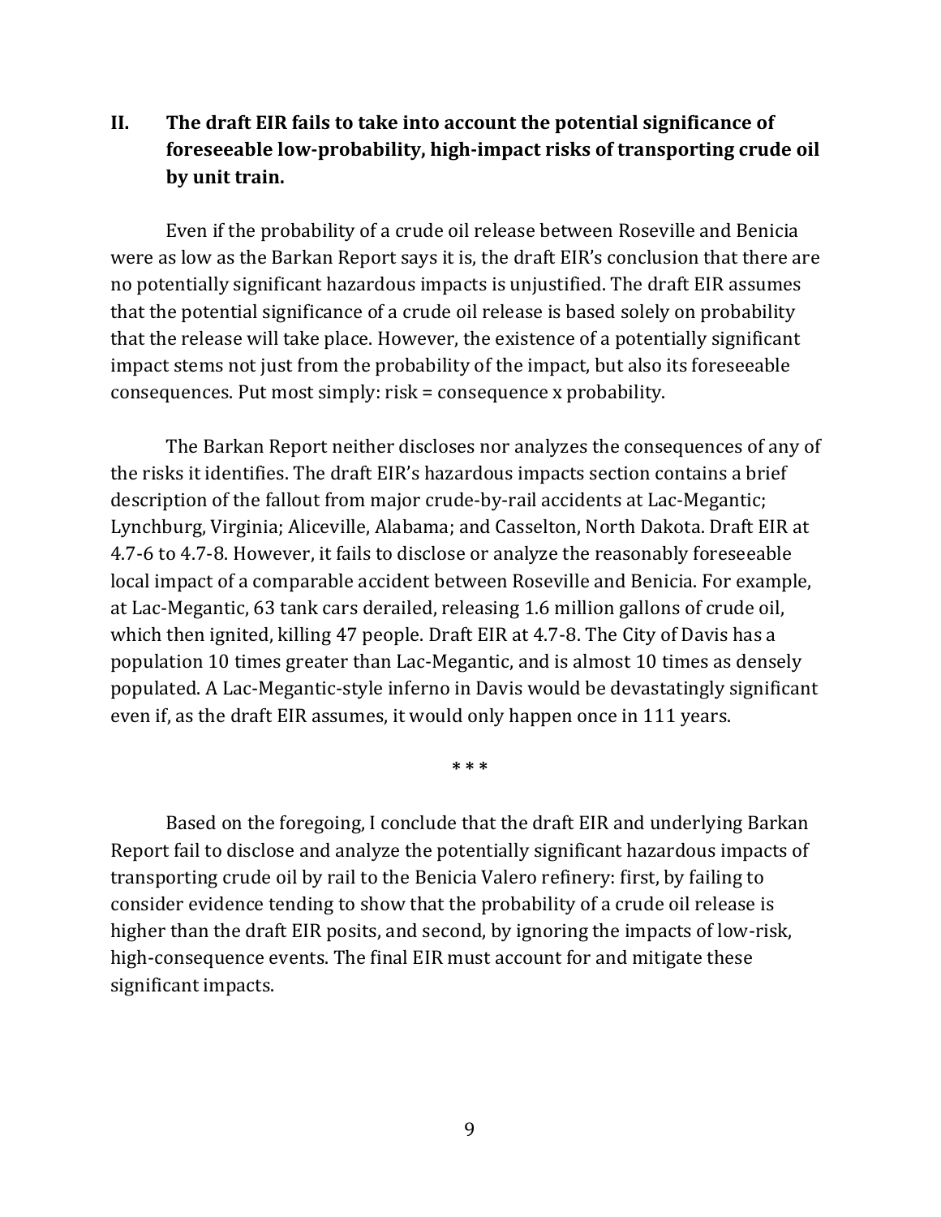## II. The draft EIR fails to take into account the potential significance of foreseeable low-probability, high-impact risks of transporting crude oil by unit train.

Even if the probability of a crude oil release between Roseville and Benicia were as low as the Barkan Report says it is, the draft EIR's conclusion that there are no potentially significant hazardous impacts is unjustified. The draft EIR assumes that the potential significance of a crude oil release is based solely on probability that the release will take place. However, the existence of a potentially significant impact stems not just from the probability of the impact, but also its foreseeable consequences. Put most simply: risk = consequence x probability.

The Barkan Report neither discloses nor analyzes the consequences of any of the risks it identifies. The draft EIR's hazardous impacts section contains a brief description of the fallout from major crude-by-rail accidents at Lac-Megantic; Lynchburg, Virginia; Aliceville, Alabama; and Casselton, North Dakota. Draft EIR at 4.7-6 to 4.7-8. However, it fails to disclose or analyze the reasonably foreseeable local impact of a comparable accident between Roseville and Benicia. For example, at Lac-Megantic, 63 tank cars derailed, releasing 1.6 million gallons of crude oil, which then ignited, killing 47 people. Draft EIR at 4.7-8. The City of Davis has a population 10 times greater than Lac-Megantic, and is almost 10 times as densely populated. A Lac-Megantic-style inferno in Davis would be devastatingly significant even if, as the draft EIR assumes, it would only happen once in 111 years.

\* \* \*

Based on the foregoing, I conclude that the draft EIR and underlying Barkan Report fail to disclose and analyze the potentially significant hazardous impacts of transporting crude oil by rail to the Benicia Valero refinery: first, by failing to consider evidence tending to show that the probability of a crude oil release is higher than the draft EIR posits, and second, by ignoring the impacts of low-risk, high-consequence events. The final EIR must account for and mitigate these significant impacts.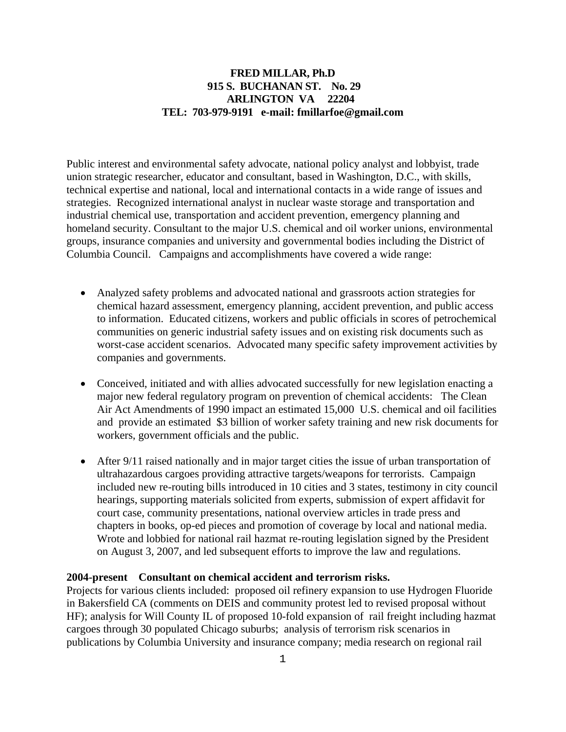**FRED MILLAR, Ph.D**
**915 S. BUCHANAN ST. No. 29**
**ARLINGTON VA 22204**
**TEL: 703-979-9191 e-mail: fmillarfoe@gmail.com**

Public interest and environmental safety advocate, national policy analyst and lobbyist, trade union strategic researcher, educator and consultant, based in Washington, D.C., with skills, technical expertise and national, local and international contacts in a wide range of issues and strategies. Recognized international analyst in nuclear waste storage and transportation and industrial chemical use, transportation and accident prevention, emergency planning and homeland security. Consultant to the major U.S. chemical and oil worker unions, environmental groups, insurance companies and university and governmental bodies including the District of Columbia Council. Campaigns and accomplishments have covered a wide range:

- Analyzed safety problems and advocated national and grassroots action strategies for chemical hazard assessment, emergency planning, accident prevention, and public access to information. Educated citizens, workers and public officials in scores of petrochemical communities on generic industrial safety issues and on existing risk documents such as worst-case accident scenarios. Advocated many specific safety improvement activities by companies and governments.

- Conceived, initiated and with allies advocated successfully for new legislation enacting a major new federal regulatory program on prevention of chemical accidents: The Clean Air Act Amendments of 1990 impact an estimated 15,000 U.S. chemical and oil facilities and provide an estimated $3 billion of worker safety training and new risk documents for workers, government officials and the public.

- After 9/11 raised nationally and in major target cities the issue of urban transportation of ultrahazardous cargoes providing attractive targets/weapons for terrorists. Campaign included new re-routing bills introduced in 10 cities and 3 states, testimony in city council hearings, supporting materials solicited from experts, submission of expert affidavit for court case, community presentations, national overview articles in trade press and chapters in books, op-ed pieces and promotion of coverage by local and national media. Wrote and lobbied for national rail hazmat re-routing legislation signed by the President on August 3, 2007, and led subsequent efforts to improve the law and regulations.

**2004-present Consultant on chemical accident and terrorism risks.**
Projects for various clients included: proposed oil refinery expansion to use Hydrogen Fluoride in Bakersfield CA (comments on DEIS and community protest led to revised proposal without HF); analysis for Will County IL of proposed 10-fold expansion of rail freight including hazmat cargoes through 30 populated Chicago suburbs; analysis of terrorism risk scenarios in publications by Columbia University and insurance company; media research on regional rail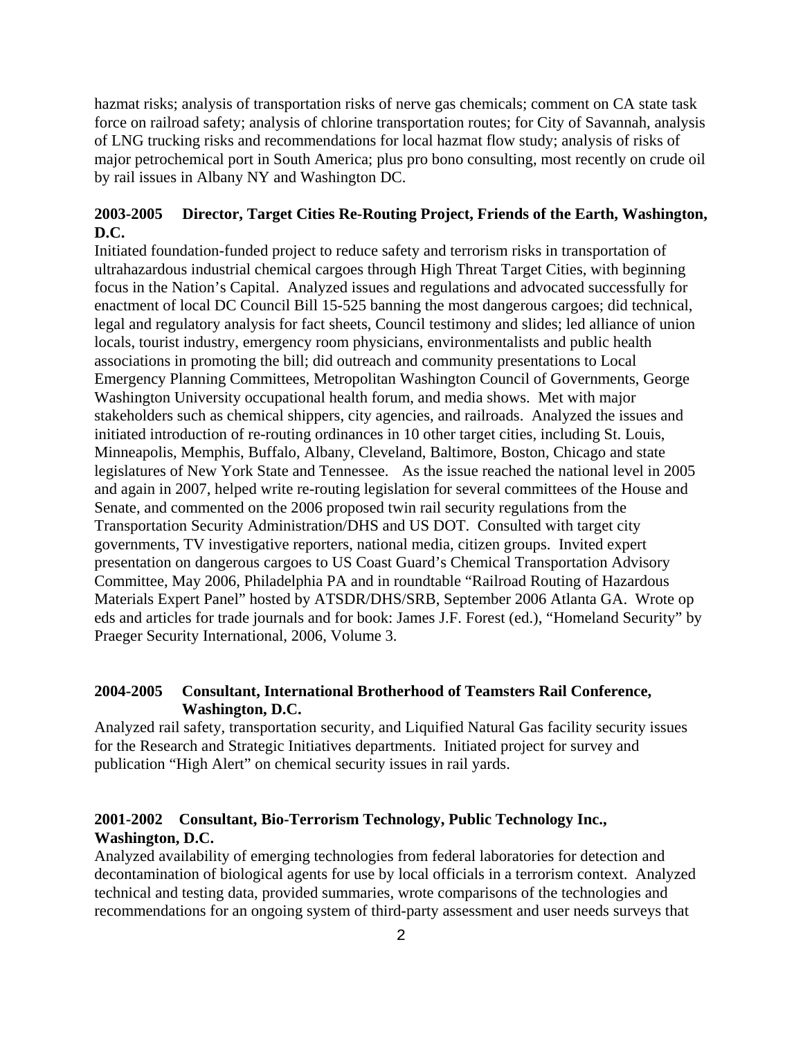hazmat risks; analysis of transportation risks of nerve gas chemicals; comment on CA state task force on railroad safety; analysis of chlorine transportation routes; for City of Savannah, analysis of LNG trucking risks and recommendations for local hazmat flow study; analysis of risks of major petrochemical port in South America; plus pro bono consulting, most recently on crude oil by rail issues in Albany NY and Washington DC.

**2003-2005 Director, Target Cities Re-Routing Project, Friends of the Earth, Washington, D.C.**

Initiated foundation-funded project to reduce safety and terrorism risks in transportation of ultrahazardous industrial chemical cargoes through High Threat Target Cities, with beginning focus in the Nation's Capital. Analyzed issues and regulations and advocated successfully for enactment of local DC Council Bill 15-525 banning the most dangerous cargoes; did technical, legal and regulatory analysis for fact sheets, Council testimony and slides; led alliance of union locals, tourist industry, emergency room physicians, environmentalists and public health associations in promoting the bill; did outreach and community presentations to Local Emergency Planning Committees, Metropolitan Washington Council of Governments, George Washington University occupational health forum, and media shows. Met with major stakeholders such as chemical shippers, city agencies, and railroads. Analyzed the issues and initiated introduction of re-routing ordinances in 10 other target cities, including St. Louis, Minneapolis, Memphis, Buffalo, Albany, Cleveland, Baltimore, Boston, Chicago and state legislatures of New York State and Tennessee. As the issue reached the national level in 2005 and again in 2007, helped write re-routing legislation for several committees of the House and Senate, and commented on the 2006 proposed twin rail security regulations from the Transportation Security Administration/DHS and US DOT. Consulted with target city governments, TV investigative reporters, national media, citizen groups. Invited expert presentation on dangerous cargoes to US Coast Guard's Chemical Transportation Advisory Committee, May 2006, Philadelphia PA and in roundtable "Railroad Routing of Hazardous Materials Expert Panel" hosted by ATSDR/DHS/SRB, September 2006 Atlanta GA. Wrote op eds and articles for trade journals and for book: James J.F. Forest (ed.), "Homeland Security" by Praeger Security International, 2006, Volume 3.

**2004-2005 Consultant, International Brotherhood of Teamsters Rail Conference, Washington, D.C.**

Analyzed rail safety, transportation security, and Liquified Natural Gas facility security issues for the Research and Strategic Initiatives departments. Initiated project for survey and publication "High Alert" on chemical security issues in rail yards.

**2001-2002 Consultant, Bio-Terrorism Technology, Public Technology Inc., Washington, D.C.**

Analyzed availability of emerging technologies from federal laboratories for detection and decontamination of biological agents for use by local officials in a terrorism context. Analyzed technical and testing data, provided summaries, wrote comparisons of the technologies and recommendations for an ongoing system of third-party assessment and user needs surveys that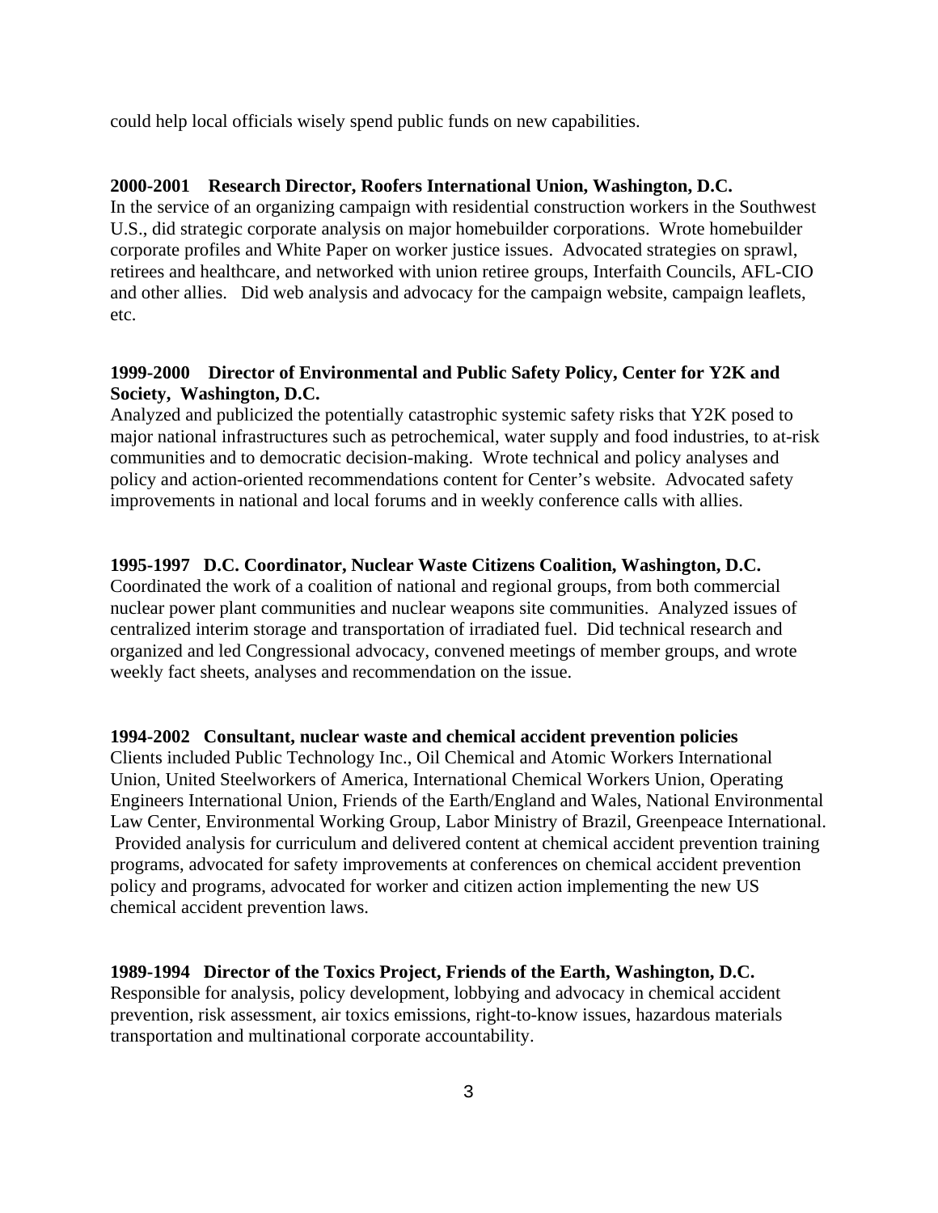could help local officials wisely spend public funds on new capabilities.

**2000-2001 Research Director, Roofers International Union, Washington, D.C.**
In the service of an organizing campaign with residential construction workers in the Southwest U.S., did strategic corporate analysis on major homebuilder corporations. Wrote homebuilder corporate profiles and White Paper on worker justice issues. Advocated strategies on sprawl, retirees and healthcare, and networked with union retiree groups, Interfaith Councils, AFL-CIO and other allies. Did web analysis and advocacy for the campaign website, campaign leaflets, etc.

**1999-2000 Director of Environmental and Public Safety Policy, Center for Y2K and Society, Washington, D.C.**
Analyzed and publicized the potentially catastrophic systemic safety risks that Y2K posed to major national infrastructures such as petrochemical, water supply and food industries, to at-risk communities and to democratic decision-making. Wrote technical and policy analyses and policy and action-oriented recommendations content for Center's website. Advocated safety improvements in national and local forums and in weekly conference calls with allies.

**1995-1997 D.C. Coordinator, Nuclear Waste Citizens Coalition, Washington, D.C.**
Coordinated the work of a coalition of national and regional groups, from both commercial nuclear power plant communities and nuclear weapons site communities. Analyzed issues of centralized interim storage and transportation of irradiated fuel. Did technical research and organized and led Congressional advocacy, convened meetings of member groups, and wrote weekly fact sheets, analyses and recommendation on the issue.

**1994-2002 Consultant, nuclear waste and chemical accident prevention policies**
Clients included Public Technology Inc., Oil Chemical and Atomic Workers International Union, United Steelworkers of America, International Chemical Workers Union, Operating Engineers International Union, Friends of the Earth/England and Wales, National Environmental Law Center, Environmental Working Group, Labor Ministry of Brazil, Greenpeace International. Provided analysis for curriculum and delivered content at chemical accident prevention training programs, advocated for safety improvements at conferences on chemical accident prevention policy and programs, advocated for worker and citizen action implementing the new US chemical accident prevention laws.

**1989-1994 Director of the Toxics Project, Friends of the Earth, Washington, D.C.**
Responsible for analysis, policy development, lobbying and advocacy in chemical accident prevention, risk assessment, air toxics emissions, right-to-know issues, hazardous materials transportation and multinational corporate accountability.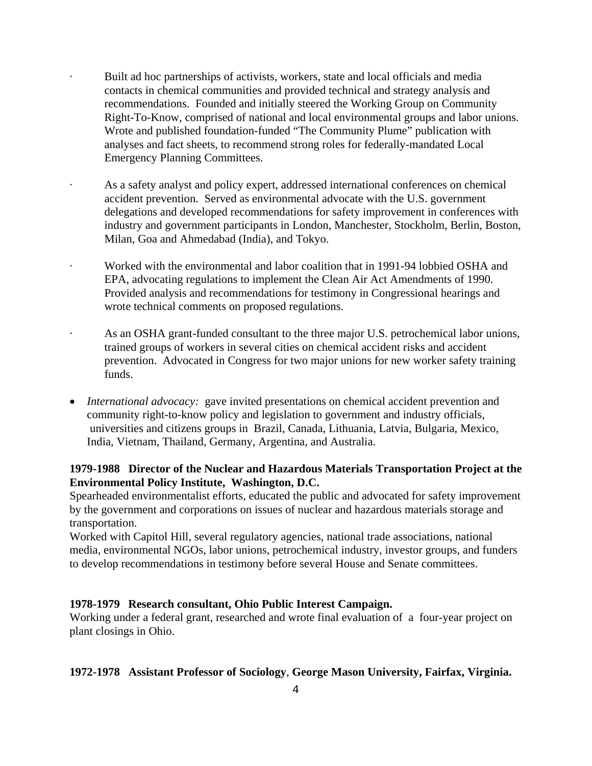- Built ad hoc partnerships of activists, workers, state and local officials and media contacts in chemical communities and provided technical and strategy analysis and recommendations. Founded and initially steered the Working Group on Community Right-To-Know, comprised of national and local environmental groups and labor unions. Wrote and published foundation-funded "The Community Plume" publication with analyses and fact sheets, to recommend strong roles for federally-mandated Local Emergency Planning Committees.

- As a safety analyst and policy expert, addressed international conferences on chemical accident prevention. Served as environmental advocate with the U.S. government delegations and developed recommendations for safety improvement in conferences with industry and government participants in London, Manchester, Stockholm, Berlin, Boston, Milan, Goa and Ahmedabad (India), and Tokyo.

- Worked with the environmental and labor coalition that in 1991-94 lobbied OSHA and EPA, advocating regulations to implement the Clean Air Act Amendments of 1990. Provided analysis and recommendations for testimony in Congressional hearings and wrote technical comments on proposed regulations.

- As an OSHA grant-funded consultant to the three major U.S. petrochemical labor unions, trained groups of workers in several cities on chemical accident risks and accident prevention. Advocated in Congress for two major unions for new worker safety training funds.

- *International advocacy:* gave invited presentations on chemical accident prevention and community right-to-know policy and legislation to government and industry officials, universities and citizens groups in Brazil, Canada, Lithuania, Latvia, Bulgaria, Mexico, India, Vietnam, Thailand, Germany, Argentina, and Australia.

**1979-1988 Director of the Nuclear and Hazardous Materials Transportation Project at the Environmental Policy Institute, Washington, D.C.**

Spearheaded environmentalist efforts, educated the public and advocated for safety improvement by the government and corporations on issues of nuclear and hazardous materials storage and transportation.

Worked with Capitol Hill, several regulatory agencies, national trade associations, national media, environmental NGOs, labor unions, petrochemical industry, investor groups, and funders to develop recommendations in testimony before several House and Senate committees.

**1978-1979 Research consultant, Ohio Public Interest Campaign.**

Working under a federal grant, researched and wrote final evaluation of a four-year project on plant closings in Ohio.

**1972-1978 Assistant Professor of Sociology**, **George Mason University, Fairfax, Virginia.**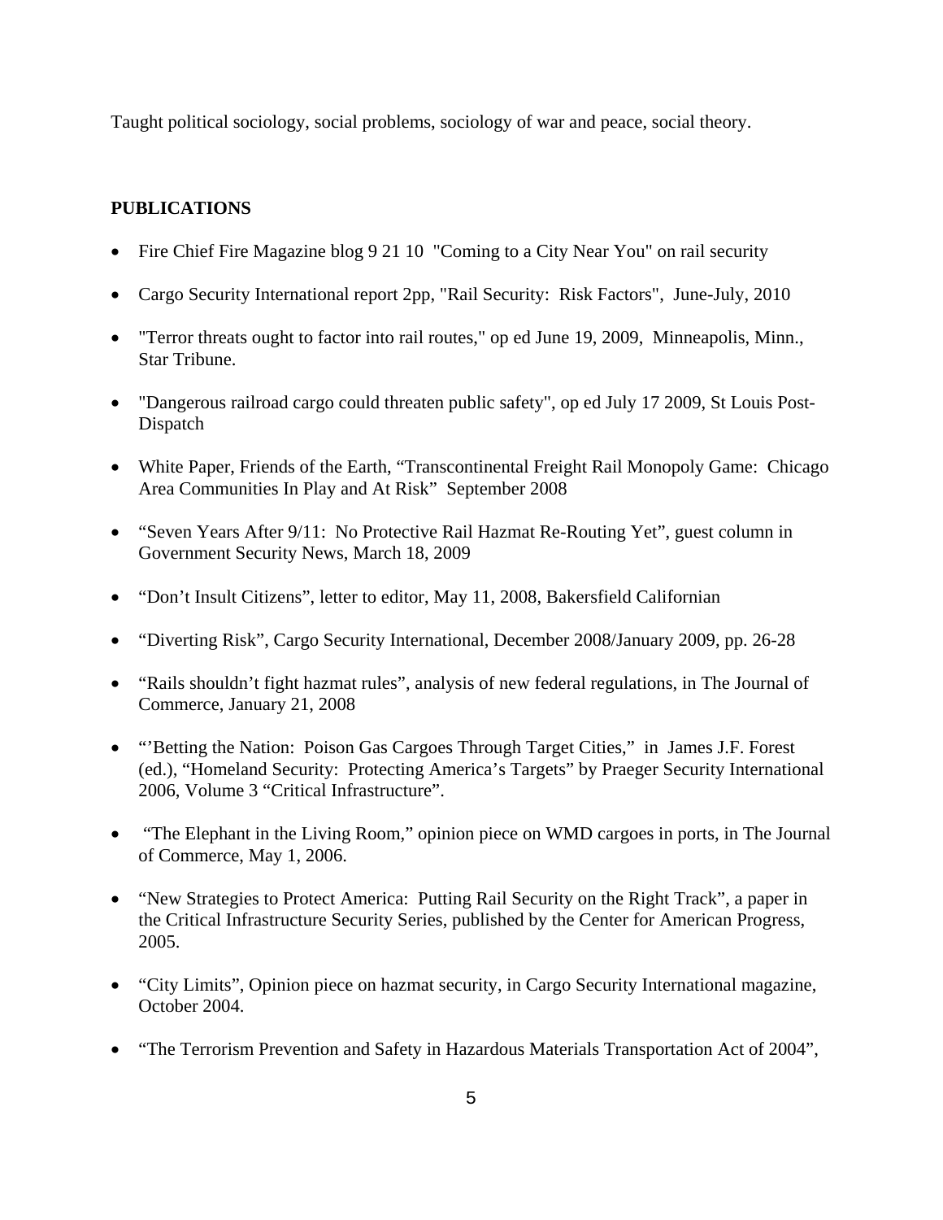Taught political sociology, social problems, sociology of war and peace, social theory.

## PUBLICATIONS

- Fire Chief Fire Magazine blog 9 21 10 "Coming to a City Near You" on rail security
- Cargo Security International report 2pp, "Rail Security: Risk Factors", June-July, 2010
- "Terror threats ought to factor into rail routes," op ed June 19, 2009, Minneapolis, Minn., Star Tribune.
- "Dangerous railroad cargo could threaten public safety", op ed July 17 2009, St Louis Post-Dispatch
- White Paper, Friends of the Earth, "Transcontinental Freight Rail Monopoly Game: Chicago Area Communities In Play and At Risk" September 2008
- "Seven Years After 9/11: No Protective Rail Hazmat Re-Routing Yet", guest column in Government Security News, March 18, 2009
- "Don't Insult Citizens", letter to editor, May 11, 2008, Bakersfield Californian
- "Diverting Risk", Cargo Security International, December 2008/January 2009, pp. 26-28
- "Rails shouldn't fight hazmat rules", analysis of new federal regulations, in The Journal of Commerce, January 21, 2008
- "'Betting the Nation: Poison Gas Cargoes Through Target Cities," in James J.F. Forest (ed.), "Homeland Security: Protecting America's Targets" by Praeger Security International 2006, Volume 3 "Critical Infrastructure".
- "The Elephant in the Living Room," opinion piece on WMD cargoes in ports, in The Journal of Commerce, May 1, 2006.
- "New Strategies to Protect America: Putting Rail Security on the Right Track", a paper in the Critical Infrastructure Security Series, published by the Center for American Progress, 2005.
- "City Limits", Opinion piece on hazmat security, in Cargo Security International magazine, October 2004.
- "The Terrorism Prevention and Safety in Hazardous Materials Transportation Act of 2004",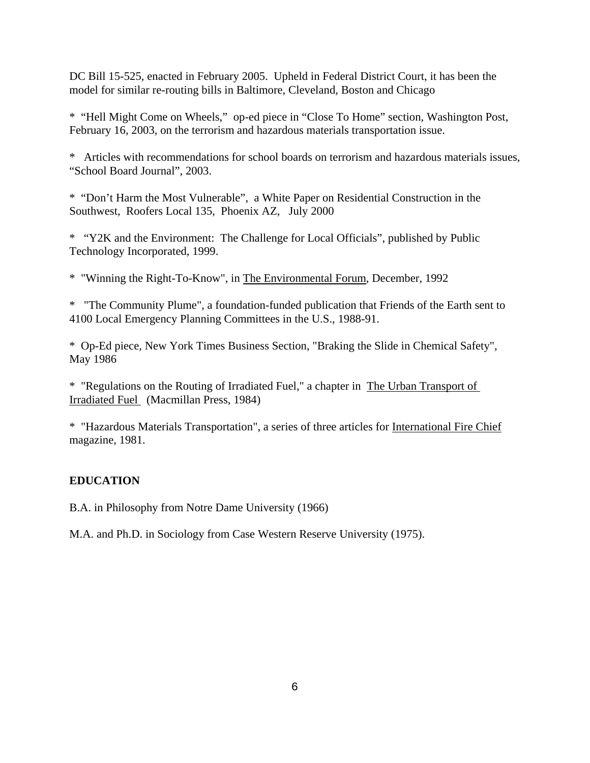DC Bill 15-525, enacted in February 2005. Upheld in Federal District Court, it has been the model for similar re-routing bills in Baltimore, Cleveland, Boston and Chicago

* "Hell Might Come on Wheels," op-ed piece in "Close To Home" section, Washington Post, February 16, 2003, on the terrorism and hazardous materials transportation issue.

* Articles with recommendations for school boards on terrorism and hazardous materials issues, "School Board Journal", 2003.

* "Don't Harm the Most Vulnerable", a White Paper on Residential Construction in the Southwest, Roofers Local 135, Phoenix AZ, July 2000

* "Y2K and the Environment: The Challenge for Local Officials", published by Public Technology Incorporated, 1999.

* "Winning the Right-To-Know", in The Environmental Forum, December, 1992

* "The Community Plume", a foundation-funded publication that Friends of the Earth sent to 4100 Local Emergency Planning Committees in the U.S., 1988-91.

* Op-Ed piece, New York Times Business Section, "Braking the Slide in Chemical Safety", May 1986

* "Regulations on the Routing of Irradiated Fuel," a chapter in The Urban Transport of Irradiated Fuel (Macmillan Press, 1984)

* "Hazardous Materials Transportation", a series of three articles for International Fire Chief magazine, 1981.

**EDUCATION**

B.A. in Philosophy from Notre Dame University (1966)

M.A. and Ph.D. in Sociology from Case Western Reserve University (1975).